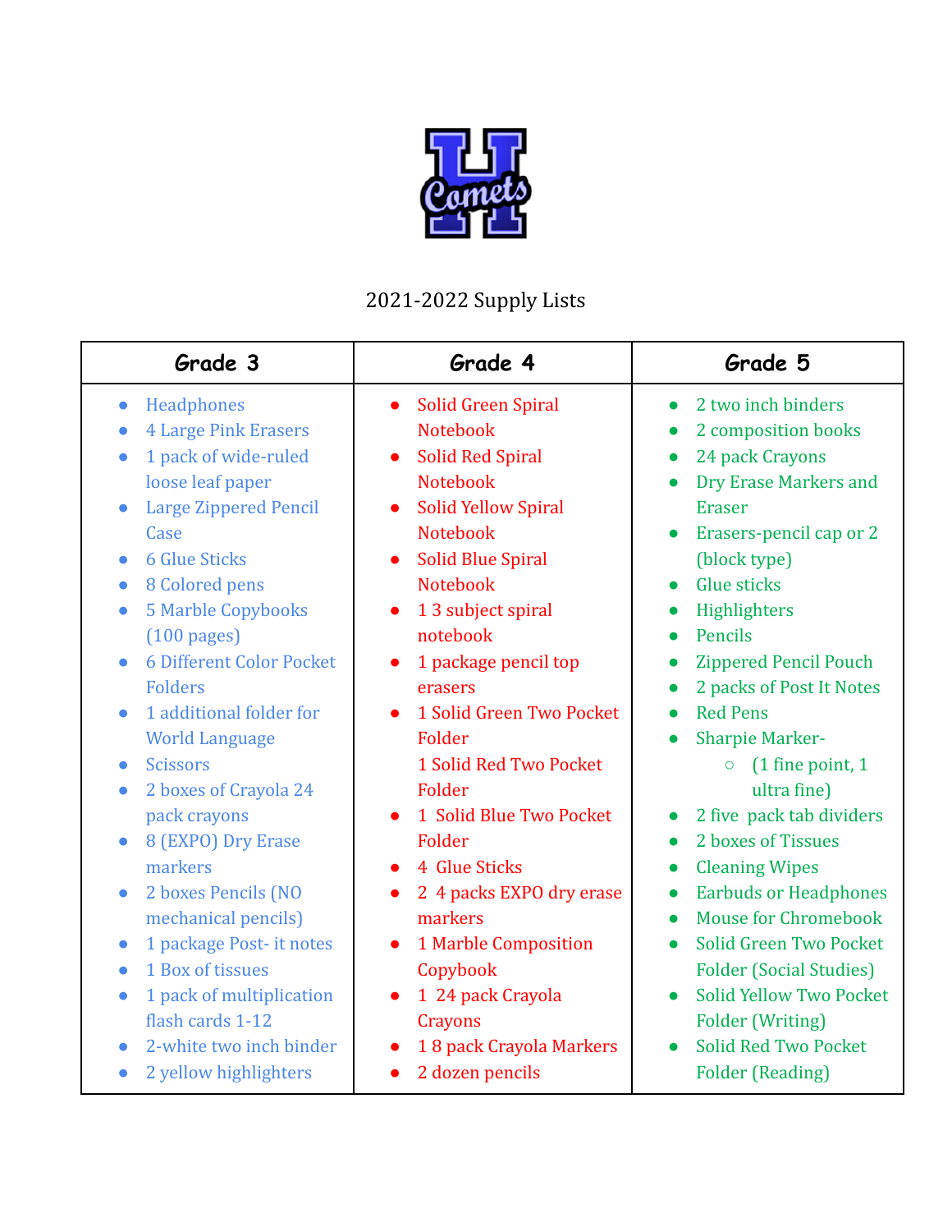2021-2022 Supply Lists

| Grade 3 | Grade 4 | Grade 5 |
| --- | --- | --- |
| • Headphones<br>• 4 Large Pink Erasers<br>• 1 pack of wide-ruled loose leaf paper<br>• Large Zippered Pencil Case<br>• 6 Glue Sticks<br>• 8 Colored pens<br>• 5 Marble Copybooks (100 pages)<br>• 6 Different Color Pocket Folders<br>• 1 additional folder for World Language<br>• Scissors<br>• 2 boxes of Crayola 24 pack crayons<br>• 8 (EXPO) Dry Erase markers<br>• 2 boxes Pencils (NO mechanical pencils)<br>• 1 package Post- it notes<br>• 1 Box of tissues<br>• 1 pack of multiplication flash cards 1-12<br>• 2-white two inch binder<br>• 2 yellow highlighters | • Solid Green Spiral Notebook<br>• Solid Red Spiral Notebook<br>• Solid Yellow Spiral Notebook<br>• Solid Blue Spiral Notebook<br>• 1 3 subject spiral notebook<br>• 1 package pencil top erasers<br>• 1 Solid Green Two Pocket Folder<br>1 Solid Red Two Pocket Folder<br>• 1 Solid Blue Two Pocket Folder<br>• 4 Glue Sticks<br>• 2 4 packs EXPO dry erase markers<br>• 1 Marble Composition Copybook<br>• 1 24 pack Crayola Crayons<br>• 1 8 pack Crayola Markers<br>• 2 dozen pencils | • 2 two inch binders<br>• 2 composition books<br>• 24 pack Crayons<br>• Dry Erase Markers and Eraser<br>• Erasers-pencil cap or 2 (block type)<br>• Glue sticks<br>• Highlighters<br>• Pencils<br>• Zippered Pencil Pouch<br>• 2 packs of Post It Notes<br>• Red Pens<br>• Sharpie Marker-<br>&nbsp;&nbsp;&nbsp;&nbsp;○ (1 fine point, 1 ultra fine)<br>• 2 five pack tab dividers<br>• 2 boxes of Tissues<br>• Cleaning Wipes<br>• Earbuds or Headphones<br>• Mouse for Chromebook<br>• Solid Green Two Pocket Folder (Social Studies)<br>• Solid Yellow Two Pocket Folder (Writing)<br>• Solid Red Two Pocket Folder (Reading) |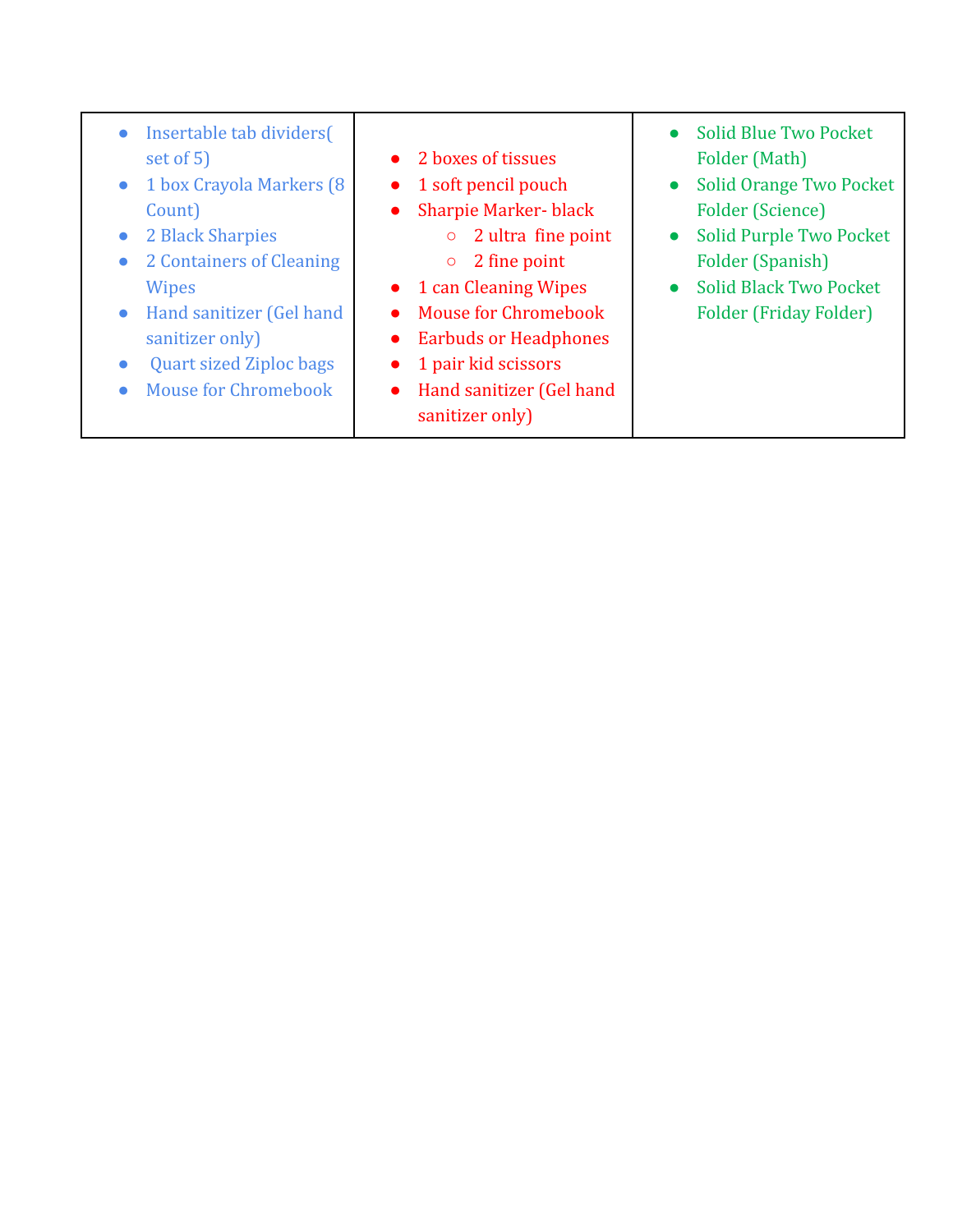| | | |
|---|---|---|
| • Insertable tab dividers( set of 5)<br>• 1 box Crayola Markers (8 Count)<br>• 2 Black Sharpies<br>• 2 Containers of Cleaning Wipes<br>• Hand sanitizer (Gel hand sanitizer only)<br>• Quart sized Ziploc bags<br>• Mouse for Chromebook | • 2 boxes of tissues<br>• 1 soft pencil pouch<br>• Sharpie Marker- black<br>&nbsp;&nbsp;&nbsp;&nbsp;○ 2 ultra fine point<br>&nbsp;&nbsp;&nbsp;&nbsp;○ 2 fine point<br>• 1 can Cleaning Wipes<br>• Mouse for Chromebook<br>• Earbuds or Headphones<br>• 1 pair kid scissors<br>• Hand sanitizer (Gel hand sanitizer only) | • Solid Blue Two Pocket Folder (Math)<br>• Solid Orange Two Pocket Folder (Science)<br>• Solid Purple Two Pocket Folder (Spanish)<br>• Solid Black Two Pocket Folder (Friday Folder) |